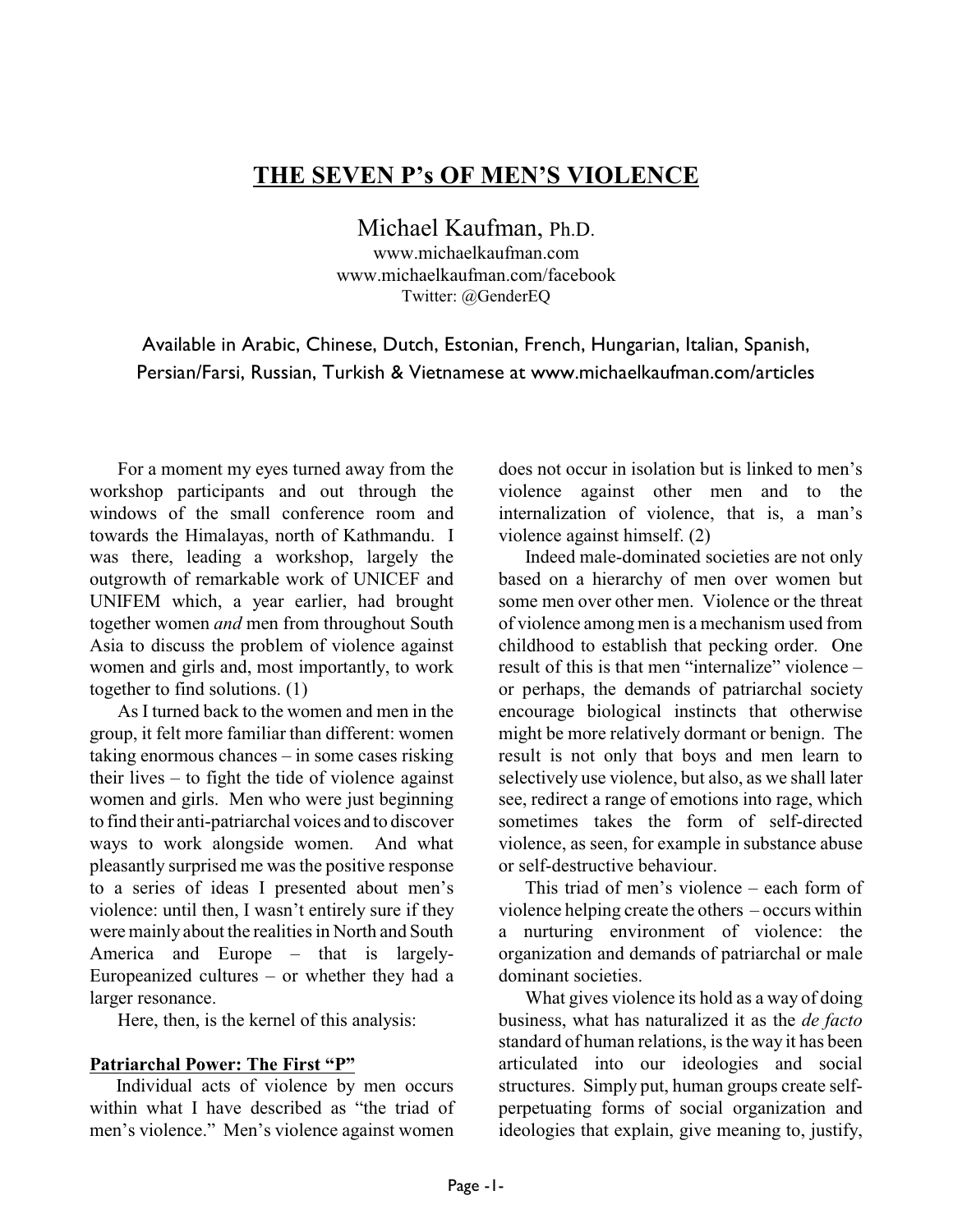# THE SEVEN P's OF MEN'S VIOLENCE

Michael Kaufman, Ph.D.
www.michaelkaufman.com
www.michaelkaufman.com/facebook
Twitter: @GenderEQ

Available in Arabic, Chinese, Dutch, Estonian, French, Hungarian, Italian, Spanish, Persian/Farsi, Russian, Turkish & Vietnamese at www.michaelkaufman.com/articles

For a moment my eyes turned away from the workshop participants and out through the windows of the small conference room and towards the Himalayas, north of Kathmandu. I was there, leading a workshop, largely the outgrowth of remarkable work of UNICEF and UNIFEM which, a year earlier, had brought together women *and* men from throughout South Asia to discuss the problem of violence against women and girls and, most importantly, to work together to find solutions. (1)

As I turned back to the women and men in the group, it felt more familiar than different: women taking enormous chances – in some cases risking their lives – to fight the tide of violence against women and girls. Men who were just beginning to find their anti-patriarchal voices and to discover ways to work alongside women. And what pleasantly surprised me was the positive response to a series of ideas I presented about men's violence: until then, I wasn't entirely sure if they were mainly about the realities in North and South America and Europe – that is largely-Europeanized cultures – or whether they had a larger resonance.

Here, then, is the kernel of this analysis:

## Patriarchal Power: The First "P"

Individual acts of violence by men occurs within what I have described as "the triad of men's violence." Men's violence against women does not occur in isolation but is linked to men's violence against other men and to the internalization of violence, that is, a man's violence against himself. (2)

Indeed male-dominated societies are not only based on a hierarchy of men over women but some men over other men. Violence or the threat of violence among men is a mechanism used from childhood to establish that pecking order. One result of this is that men "internalize" violence – or perhaps, the demands of patriarchal society encourage biological instincts that otherwise might be more relatively dormant or benign. The result is not only that boys and men learn to selectively use violence, but also, as we shall later see, redirect a range of emotions into rage, which sometimes takes the form of self-directed violence, as seen, for example in substance abuse or self-destructive behaviour.

This triad of men's violence – each form of violence helping create the others – occurs within a nurturing environment of violence: the organization and demands of patriarchal or male dominant societies.

What gives violence its hold as a way of doing business, what has naturalized it as the *de facto* standard of human relations, is the way it has been articulated into our ideologies and social structures. Simply put, human groups create self-perpetuating forms of social organization and ideologies that explain, give meaning to, justify,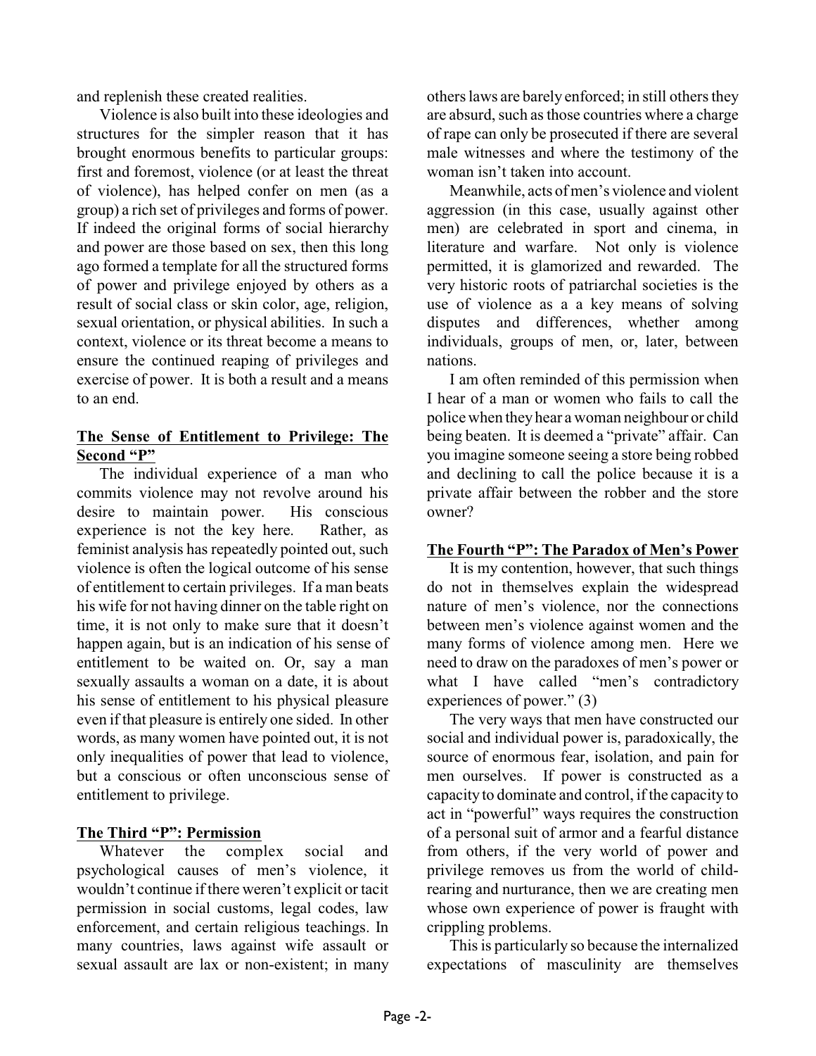and replenish these created realities.

Violence is also built into these ideologies and structures for the simpler reason that it has brought enormous benefits to particular groups: first and foremost, violence (or at least the threat of violence), has helped confer on men (as a group) a rich set of privileges and forms of power. If indeed the original forms of social hierarchy and power are those based on sex, then this long ago formed a template for all the structured forms of power and privilege enjoyed by others as a result of social class or skin color, age, religion, sexual orientation, or physical abilities. In such a context, violence or its threat become a means to ensure the continued reaping of privileges and exercise of power. It is both a result and a means to an end.

### The Sense of Entitlement to Privilege: The Second "P"

The individual experience of a man who commits violence may not revolve around his desire to maintain power. His conscious experience is not the key here. Rather, as feminist analysis has repeatedly pointed out, such violence is often the logical outcome of his sense of entitlement to certain privileges. If a man beats his wife for not having dinner on the table right on time, it is not only to make sure that it doesn't happen again, but is an indication of his sense of entitlement to be waited on. Or, say a man sexually assaults a woman on a date, it is about his sense of entitlement to his physical pleasure even if that pleasure is entirely one sided. In other words, as many women have pointed out, it is not only inequalities of power that lead to violence, but a conscious or often unconscious sense of entitlement to privilege.

### The Third "P": Permission

Whatever the complex social and psychological causes of men's violence, it wouldn't continue if there weren't explicit or tacit permission in social customs, legal codes, law enforcement, and certain religious teachings. In many countries, laws against wife assault or sexual assault are lax or non-existent; in many others laws are barely enforced; in still others they are absurd, such as those countries where a charge of rape can only be prosecuted if there are several male witnesses and where the testimony of the woman isn't taken into account.

Meanwhile, acts of men's violence and violent aggression (in this case, usually against other men) are celebrated in sport and cinema, in literature and warfare. Not only is violence permitted, it is glamorized and rewarded. The very historic roots of patriarchal societies is the use of violence as a a key means of solving disputes and differences, whether among individuals, groups of men, or, later, between nations.

I am often reminded of this permission when I hear of a man or women who fails to call the police when they hear a woman neighbour or child being beaten. It is deemed a "private" affair. Can you imagine someone seeing a store being robbed and declining to call the police because it is a private affair between the robber and the store owner?

### The Fourth "P": The Paradox of Men's Power

It is my contention, however, that such things do not in themselves explain the widespread nature of men's violence, nor the connections between men's violence against women and the many forms of violence among men. Here we need to draw on the paradoxes of men's power or what I have called "men's contradictory experiences of power." (3)

The very ways that men have constructed our social and individual power is, paradoxically, the source of enormous fear, isolation, and pain for men ourselves. If power is constructed as a capacity to dominate and control, if the capacity to act in "powerful" ways requires the construction of a personal suit of armor and a fearful distance from others, if the very world of power and privilege removes us from the world of child-rearing and nurturance, then we are creating men whose own experience of power is fraught with crippling problems.

This is particularly so because the internalized expectations of masculinity are themselves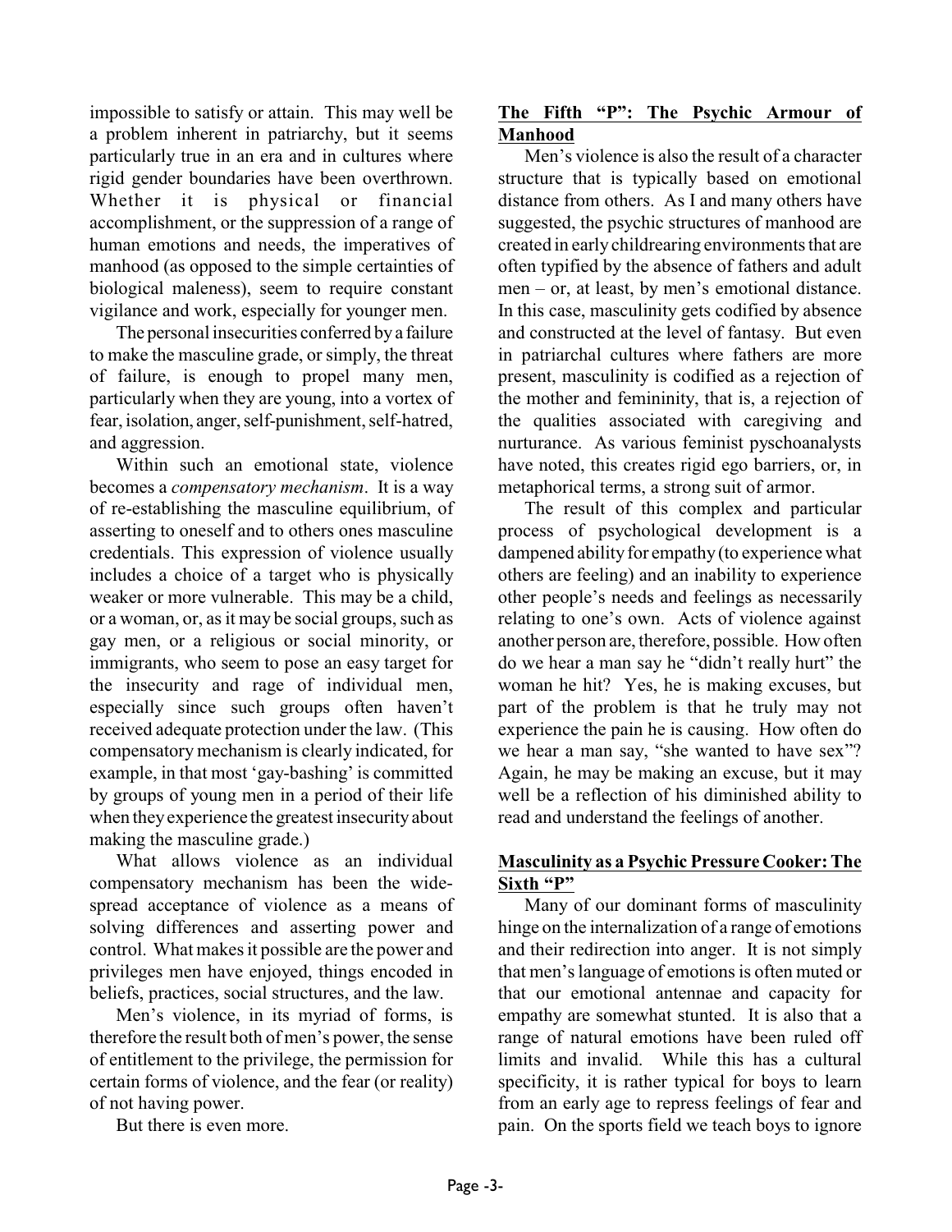impossible to satisfy or attain. This may well be a problem inherent in patriarchy, but it seems particularly true in an era and in cultures where rigid gender boundaries have been overthrown. Whether it is physical or financial accomplishment, or the suppression of a range of human emotions and needs, the imperatives of manhood (as opposed to the simple certainties of biological maleness), seem to require constant vigilance and work, especially for younger men.

The personal insecurities conferred by a failure to make the masculine grade, or simply, the threat of failure, is enough to propel many men, particularly when they are young, into a vortex of fear, isolation, anger, self-punishment, self-hatred, and aggression.

Within such an emotional state, violence becomes a *compensatory mechanism*. It is a way of re-establishing the masculine equilibrium, of asserting to oneself and to others ones masculine credentials. This expression of violence usually includes a choice of a target who is physically weaker or more vulnerable. This may be a child, or a woman, or, as it may be social groups, such as gay men, or a religious or social minority, or immigrants, who seem to pose an easy target for the insecurity and rage of individual men, especially since such groups often haven't received adequate protection under the law. (This compensatory mechanism is clearly indicated, for example, in that most 'gay-bashing' is committed by groups of young men in a period of their life when they experience the greatest insecurity about making the masculine grade.)

What allows violence as an individual compensatory mechanism has been the wide-spread acceptance of violence as a means of solving differences and asserting power and control. What makes it possible are the power and privileges men have enjoyed, things encoded in beliefs, practices, social structures, and the law.

Men's violence, in its myriad of forms, is therefore the result both of men's power, the sense of entitlement to the privilege, the permission for certain forms of violence, and the fear (or reality) of not having power.

But there is even more.

## The Fifth "P": The Psychic Armour of Manhood

Men's violence is also the result of a character structure that is typically based on emotional distance from others. As I and many others have suggested, the psychic structures of manhood are created in early childrearing environments that are often typified by the absence of fathers and adult men – or, at least, by men's emotional distance. In this case, masculinity gets codified by absence and constructed at the level of fantasy. But even in patriarchal cultures where fathers are more present, masculinity is codified as a rejection of the mother and femininity, that is, a rejection of the qualities associated with caregiving and nurturance. As various feminist pyschoanalysts have noted, this creates rigid ego barriers, or, in metaphorical terms, a strong suit of armor.

The result of this complex and particular process of psychological development is a dampened ability for empathy (to experience what others are feeling) and an inability to experience other people's needs and feelings as necessarily relating to one's own. Acts of violence against another person are, therefore, possible. How often do we hear a man say he "didn't really hurt" the woman he hit? Yes, he is making excuses, but part of the problem is that he truly may not experience the pain he is causing. How often do we hear a man say, "she wanted to have sex"? Again, he may be making an excuse, but it may well be a reflection of his diminished ability to read and understand the feelings of another.

## Masculinity as a Psychic Pressure Cooker: The Sixth "P"

Many of our dominant forms of masculinity hinge on the internalization of a range of emotions and their redirection into anger. It is not simply that men's language of emotions is often muted or that our emotional antennae and capacity for empathy are somewhat stunted. It is also that a range of natural emotions have been ruled off limits and invalid. While this has a cultural specificity, it is rather typical for boys to learn from an early age to repress feelings of fear and pain. On the sports field we teach boys to ignore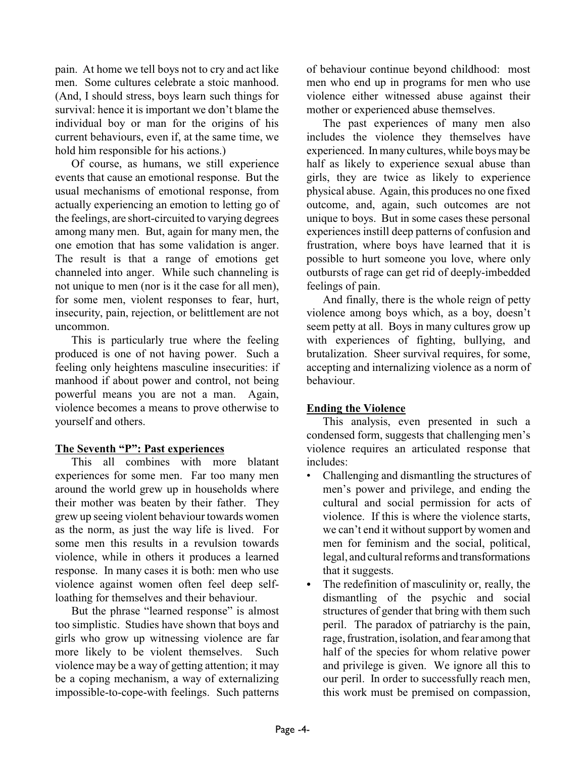pain. At home we tell boys not to cry and act like men. Some cultures celebrate a stoic manhood. (And, I should stress, boys learn such things for survival: hence it is important we don't blame the individual boy or man for the origins of his current behaviours, even if, at the same time, we hold him responsible for his actions.)

Of course, as humans, we still experience events that cause an emotional response. But the usual mechanisms of emotional response, from actually experiencing an emotion to letting go of the feelings, are short-circuited to varying degrees among many men. But, again for many men, the one emotion that has some validation is anger. The result is that a range of emotions get channeled into anger. While such channeling is not unique to men (nor is it the case for all men), for some men, violent responses to fear, hurt, insecurity, pain, rejection, or belittlement are not uncommon.

This is particularly true where the feeling produced is one of not having power. Such a feeling only heightens masculine insecurities: if manhood if about power and control, not being powerful means you are not a man. Again, violence becomes a means to prove otherwise to yourself and others.

## The Seventh "P": Past experiences

This all combines with more blatant experiences for some men. Far too many men around the world grew up in households where their mother was beaten by their father. They grew up seeing violent behaviour towards women as the norm, as just the way life is lived. For some men this results in a revulsion towards violence, while in others it produces a learned response. In many cases it is both: men who use violence against women often feel deep self-loathing for themselves and their behaviour.

But the phrase "learned response" is almost too simplistic. Studies have shown that boys and girls who grow up witnessing violence are far more likely to be violent themselves. Such violence may be a way of getting attention; it may be a coping mechanism, a way of externalizing impossible-to-cope-with feelings. Such patterns of behaviour continue beyond childhood: most men who end up in programs for men who use violence either witnessed abuse against their mother or experienced abuse themselves.

The past experiences of many men also includes the violence they themselves have experienced. In many cultures, while boys may be half as likely to experience sexual abuse than girls, they are twice as likely to experience physical abuse. Again, this produces no one fixed outcome, and, again, such outcomes are not unique to boys. But in some cases these personal experiences instill deep patterns of confusion and frustration, where boys have learned that it is possible to hurt someone you love, where only outbursts of rage can get rid of deeply-imbedded feelings of pain.

And finally, there is the whole reign of petty violence among boys which, as a boy, doesn't seem petty at all. Boys in many cultures grow up with experiences of fighting, bullying, and brutalization. Sheer survival requires, for some, accepting and internalizing violence as a norm of behaviour.

## Ending the Violence

This analysis, even presented in such a condensed form, suggests that challenging men's violence requires an articulated response that includes:

- Challenging and dismantling the structures of men's power and privilege, and ending the cultural and social permission for acts of violence. If this is where the violence starts, we can't end it without support by women and men for feminism and the social, political, legal, and cultural reforms and transformations that it suggests.
- The redefinition of masculinity or, really, the dismantling of the psychic and social structures of gender that bring with them such peril. The paradox of patriarchy is the pain, rage, frustration, isolation, and fear among that half of the species for whom relative power and privilege is given. We ignore all this to our peril. In order to successfully reach men, this work must be premised on compassion,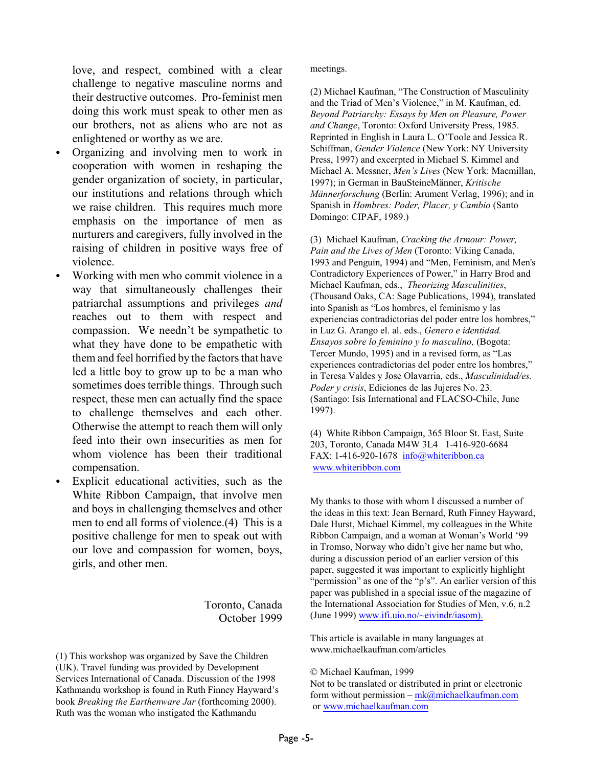love, and respect, combined with a clear challenge to negative masculine norms and their destructive outcomes. Pro-feminist men doing this work must speak to other men as our brothers, not as aliens who are not as enlightened or worthy as we are.

- Organizing and involving men to work in cooperation with women in reshaping the gender organization of society, in particular, our institutions and relations through which we raise children. This requires much more emphasis on the importance of men as nurturers and caregivers, fully involved in the raising of children in positive ways free of violence.
- Working with men who commit violence in a way that simultaneously challenges their patriarchal assumptions and privileges *and* reaches out to them with respect and compassion. We needn't be sympathetic to what they have done to be empathetic with them and feel horrified by the factors that have led a little boy to grow up to be a man who sometimes does terrible things. Through such respect, these men can actually find the space to challenge themselves and each other. Otherwise the attempt to reach them will only feed into their own insecurities as men for whom violence has been their traditional compensation.
- Explicit educational activities, such as the White Ribbon Campaign, that involve men and boys in challenging themselves and other men to end all forms of violence.(4) This is a positive challenge for men to speak out with our love and compassion for women, boys, girls, and other men.

Toronto, Canada
October 1999

(1) This workshop was organized by Save the Children (UK). Travel funding was provided by Development Services International of Canada. Discussion of the 1998 Kathmandu workshop is found in Ruth Finney Hayward's book *Breaking the Earthenware Jar* (forthcoming 2000). Ruth was the woman who instigated the Kathmandu meetings.

(2) Michael Kaufman, "The Construction of Masculinity and the Triad of Men's Violence," in M. Kaufman, ed. *Beyond Patriarchy: Essays by Men on Pleasure, Power and Change*, Toronto: Oxford University Press, 1985. Reprinted in English in Laura L. O'Toole and Jessica R. Schiffman, *Gender Violence* (New York: NY University Press, 1997) and excerpted in Michael S. Kimmel and Michael A. Messner, *Men's Lives* (New York: Macmillan, 1997); in German in BauSteineMänner, *Kritische Männerforschung* (Berlin: Arument Verlag, 1996); and in Spanish in *Hombres: Poder, Placer, y Cambio* (Santo Domingo: CIPAF, 1989.)

(3) Michael Kaufman, *Cracking the Armour: Power, Pain and the Lives of Men* (Toronto: Viking Canada, 1993 and Penguin, 1994) and "Men, Feminism, and Men's Contradictory Experiences of Power," in Harry Brod and Michael Kaufman, eds., *Theorizing Masculinities*, (Thousand Oaks, CA: Sage Publications, 1994), translated into Spanish as "Los hombres, el feminismo y las experiencias contradictorias del poder entre los hombres," in Luz G. Arango el. al. eds., *Genero e identidad. Ensayos sobre lo feminino y lo masculino,* (Bogota: Tercer Mundo, 1995) and in a revised form, as "Las experiences contradictorias del poder entre los hombres," in Teresa Valdes y Jose Olavarria, eds., *Masculinidad/es. Poder y crisis*, Ediciones de las Jujeres No. 23. (Santiago: Isis International and FLACSO-Chile, June 1997).

(4) White Ribbon Campaign, 365 Bloor St. East, Suite 203, Toronto, Canada M4W 3L4 1-416-920-6684 FAX: 1-416-920-1678 info@whiteribbon.ca www.whiteribbon.com

My thanks to those with whom I discussed a number of the ideas in this text: Jean Bernard, Ruth Finney Hayward, Dale Hurst, Michael Kimmel, my colleagues in the White Ribbon Campaign, and a woman at Woman's World '99 in Tromso, Norway who didn't give her name but who, during a discussion period of an earlier version of this paper, suggested it was important to explicitly highlight "permission" as one of the "p's". An earlier version of this paper was published in a special issue of the magazine of the International Association for Studies of Men, v.6, n.2 (June 1999) www.ifi.uio.no/~eivindr/iasom).

This article is available in many languages at www.michaelkaufman.com/articles

© Michael Kaufman, 1999
Not to be translated or distributed in print or electronic form without permission – mk@michaelkaufman.com or www.michaelkaufman.com